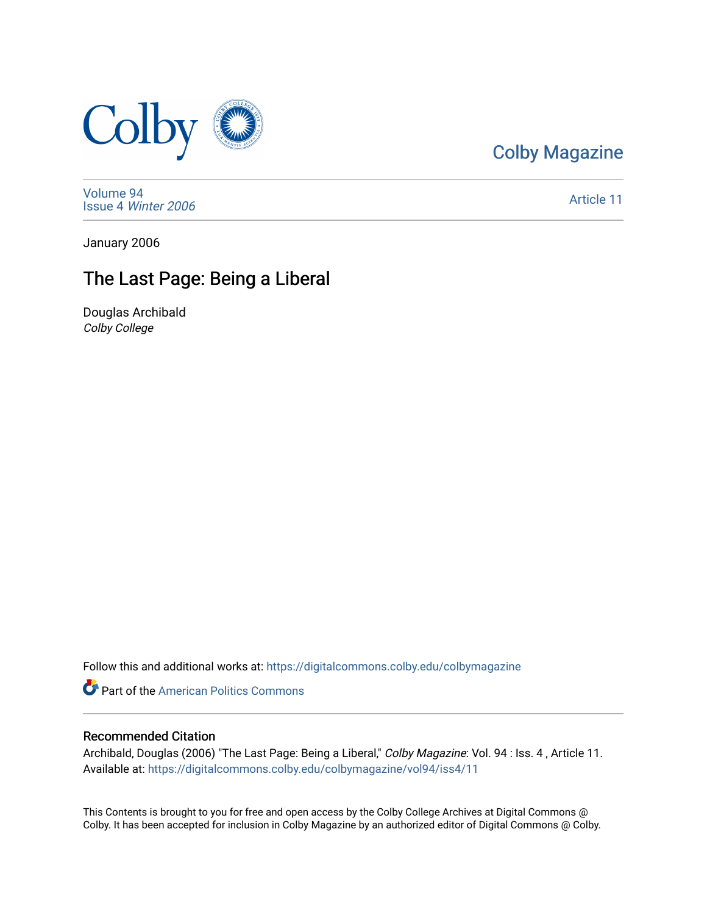Colby Magazine

Volume 94
Issue 4 *Winter 2006*

Article 11

January 2006

# The Last Page: Being a Liberal

Douglas Archibald
*Colby College*

Follow this and additional works at: https://digitalcommons.colby.edu/colbymagazine

Part of the American Politics Commons

## Recommended Citation

Archibald, Douglas (2006) "The Last Page: Being a Liberal," *Colby Magazine*: Vol. 94 : Iss. 4 , Article 11.
Available at: https://digitalcommons.colby.edu/colbymagazine/vol94/iss4/11

This Contents is brought to you for free and open access by the Colby College Archives at Digital Commons @ Colby. It has been accepted for inclusion in Colby Magazine by an authorized editor of Digital Commons @ Colby.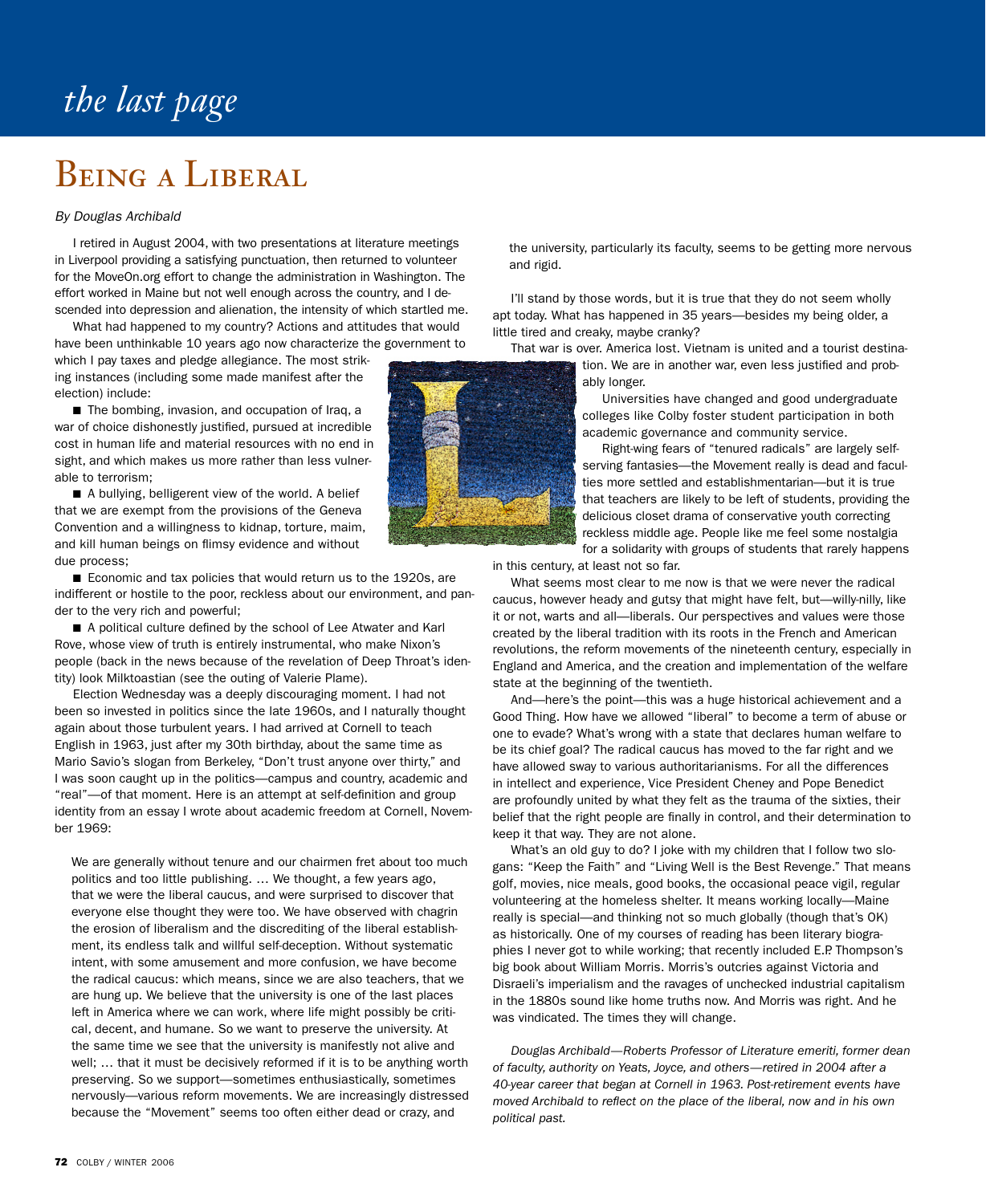*the last page*

# Being a Liberal

*By Douglas Archibald*

I retired in August 2004, with two presentations at literature meetings in Liverpool providing a satisfying punctuation, then returned to volunteer for the MoveOn.org effort to change the administration in Washington. The effort worked in Maine but not well enough across the country, and I descended into depression and alienation, the intensity of which startled me.

What had happened to my country? Actions and attitudes that would have been unthinkable 10 years ago now characterize the government to which I pay taxes and pledge allegiance. The most striking instances (including some made manifest after the election) include:

- The bombing, invasion, and occupation of Iraq, a war of choice dishonestly justified, pursued at incredible cost in human life and material resources with no end in sight, and which makes us more rather than less vulnerable to terrorism;
- A bullying, belligerent view of the world. A belief that we are exempt from the provisions of the Geneva Convention and a willingness to kidnap, torture, maim, and kill human beings on flimsy evidence and without due process;
- Economic and tax policies that would return us to the 1920s, are indifferent or hostile to the poor, reckless about our environment, and pander to the very rich and powerful;
- A political culture defined by the school of Lee Atwater and Karl Rove, whose view of truth is entirely instrumental, who make Nixon's people (back in the news because of the revelation of Deep Throat's identity) look Milktoastian (see the outing of Valerie Plame).

Election Wednesday was a deeply discouraging moment. I had not been so invested in politics since the late 1960s, and I naturally thought again about those turbulent years. I had arrived at Cornell to teach English in 1963, just after my 30th birthday, about the same time as Mario Savio's slogan from Berkeley, "Don't trust anyone over thirty," and I was soon caught up in the politics—campus and country, academic and "real"—of that moment. Here is an attempt at self-definition and group identity from an essay I wrote about academic freedom at Cornell, November 1969:

> We are generally without tenure and our chairmen fret about too much politics and too little publishing. … We thought, a few years ago, that we were the liberal caucus, and were surprised to discover that everyone else thought they were too. We have observed with chagrin the erosion of liberalism and the discrediting of the liberal establishment, its endless talk and willful self-deception. Without systematic intent, with some amusement and more confusion, we have become the radical caucus: which means, since we are also teachers, that we are hung up. We believe that the university is one of the last places left in America where we can work, where life might possibly be critical, decent, and humane. So we want to preserve the university. At the same time we see that the university is manifestly not alive and well; … that it must be decisively reformed if it is to be anything worth preserving. So we support—sometimes enthusiastically, sometimes nervously—various reform movements. We are increasingly distressed because the "Movement" seems too often either dead or crazy, and the university, particularly its faculty, seems to be getting more nervous and rigid.

I'll stand by those words, but it is true that they do not seem wholly apt today. What has happened in 35 years—besides my being older, a little tired and creaky, maybe cranky?

That war is over. America lost. Vietnam is united and a tourist destination. We are in another war, even less justified and probably longer.

Universities have changed and good undergraduate colleges like Colby foster student participation in both academic governance and community service.

Right-wing fears of "tenured radicals" are largely self-serving fantasies—the Movement really is dead and faculties more settled and establishmentarian—but it is true that teachers are likely to be left of students, providing the delicious closet drama of conservative youth correcting reckless middle age. People like me feel some nostalgia for a solidarity with groups of students that rarely happens in this century, at least not so far.

What seems most clear to me now is that we were never the radical caucus, however heady and gutsy that might have felt, but—willy-nilly, like it or not, warts and all—liberals. Our perspectives and values were those created by the liberal tradition with its roots in the French and American revolutions, the reform movements of the nineteenth century, especially in England and America, and the creation and implementation of the welfare state at the beginning of the twentieth.

And—here's the point—this was a huge historical achievement and a Good Thing. How have we allowed "liberal" to become a term of abuse or one to evade? What's wrong with a state that declares human welfare to be its chief goal? The radical caucus has moved to the far right and we have allowed sway to various authoritarianisms. For all the differences in intellect and experience, Vice President Cheney and Pope Benedict are profoundly united by what they felt as the trauma of the sixties, their belief that the right people are finally in control, and their determination to keep it that way. They are not alone.

What's an old guy to do? I joke with my children that I follow two slogans: "Keep the Faith" and "Living Well is the Best Revenge." That means golf, movies, nice meals, good books, the occasional peace vigil, regular volunteering at the homeless shelter. It means working locally—Maine really is special—and thinking not so much globally (though that's OK) as historically. One of my courses of reading has been literary biographies I never got to while working; that recently included E.P. Thompson's big book about William Morris. Morris's outcries against Victoria and Disraeli's imperialism and the ravages of unchecked industrial capitalism in the 1880s sound like home truths now. And Morris was right. And he was vindicated. The times they will change.

*Douglas Archibald—Roberts Professor of Literature emeriti, former dean of faculty, authority on Yeats, Joyce, and others—retired in 2004 after a 40-year career that began at Cornell in 1963. Post-retirement events have moved Archibald to reflect on the place of the liberal, now and in his own political past.*